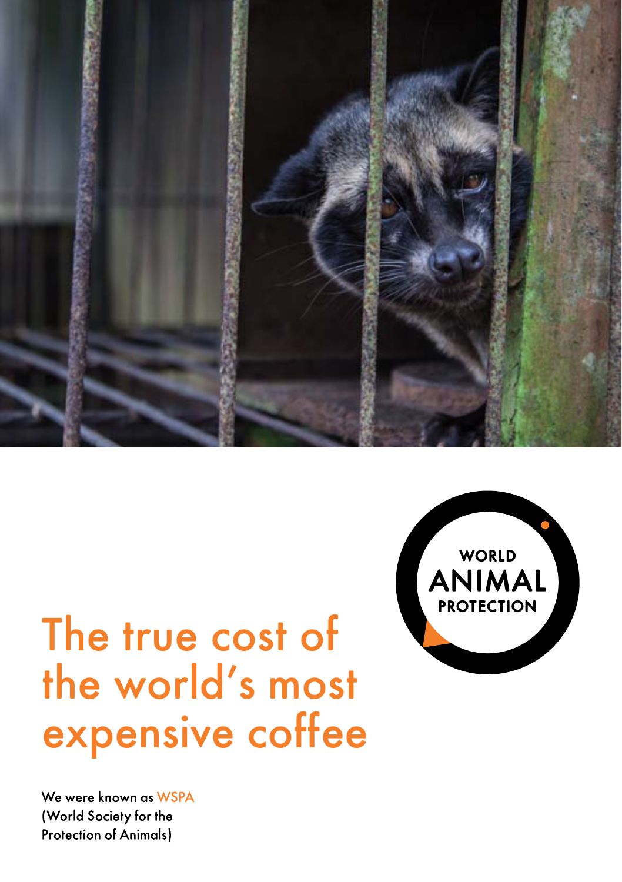WORLD ANIMAL PROTECTION

# The true cost of the world's most expensive coffee

We were known as WSPA (World Society for the Protection of Animals)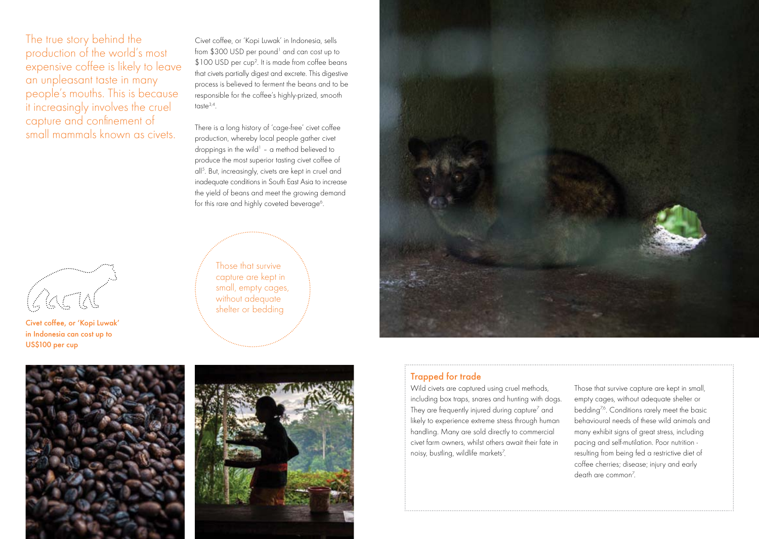The true story behind the production of the world's most expensive coffee is likely to leave an unpleasant taste in many people's mouths. This is because it increasingly involves the cruel capture and confinement of small mammals known as civets.

Civet coffee, or 'Kopi Luwak' in Indonesia, sells from $300 USD per pound[1] and can cost up to $100 USD per cup[2]. It is made from coffee beans that civets partially digest and excrete. This digestive process is believed to ferment the beans and to be responsible for the coffee's highly-prized, smooth taste[3,4].

There is a long history of 'cage-free' civet coffee production, whereby local people gather civet droppings in the wild[1] – a method believed to produce the most superior tasting civet coffee of all[5]. But, increasingly, civets are kept in cruel and inadequate conditions in South East Asia to increase the yield of beans and meet the growing demand for this rare and highly coveted beverage[6].

**Civet coffee, or 'Kopi Luwak' in Indonesia can cost up to US$100 per cup**

Those that survive capture are kept in small, empty cages, without adequate shelter or bedding

## Trapped for trade

Wild civets are captured using cruel methods, including box traps, snares and hunting with dogs. They are frequently injured during capture[7] and likely to experience extreme stress through human handling. Many are sold directly to commercial civet farm owners, whilst others await their fate in noisy, bustling, wildlife markets[7].

Those that survive capture are kept in small, empty cages, without adequate shelter or bedding[7,6]. Conditions rarely meet the basic behavioural needs of these wild animals and many exhibit signs of great stress, including pacing and self-mutilation. Poor nutrition - resulting from being fed a restrictive diet of coffee cherries; disease; injury and early death are common[7].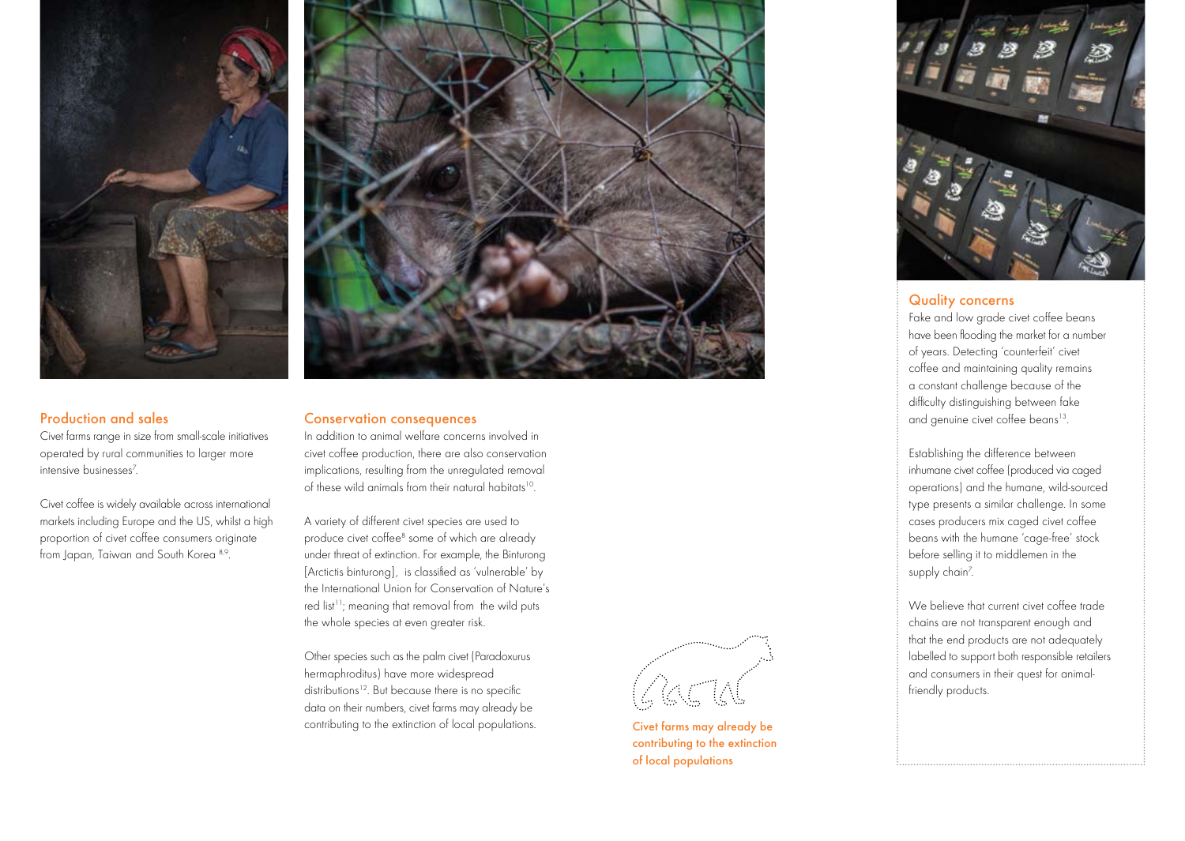## Production and sales

Civet farms range in size from small-scale initiatives operated by rural communities to larger more intensive businesses[7].

Civet coffee is widely available across international markets including Europe and the US, whilst a high proportion of civet coffee consumers originate from Japan, Taiwan and South Korea [8,9].

## Conservation consequences

In addition to animal welfare concerns involved in civet coffee production, there are also conservation implications, resulting from the unregulated removal of these wild animals from their natural habitats[10].

A variety of different civet species are used to produce civet coffee[8] some of which are already under threat of extinction. For example, the Binturong [Arctictis binturong], is classified as 'vulnerable' by the International Union for Conservation of Nature's red list[11]; meaning that removal from the wild puts the whole species at even greater risk.

Other species such as the palm civet (Paradoxurus hermaphroditus) have more widespread distributions[12]. But because there is no specific data on their numbers, civet farms may already be contributing to the extinction of local populations.

**Civet farms may already be contributing to the extinction of local populations**

## Quality concerns

Fake and low grade civet coffee beans have been flooding the market for a number of years. Detecting 'counterfeit' civet coffee and maintaining quality remains a constant challenge because of the difficulty distinguishing between fake and genuine civet coffee beans[13].

Establishing the difference between inhumane civet coffee (produced via caged operations) and the humane, wild-sourced type presents a similar challenge. In some cases producers mix caged civet coffee beans with the humane 'cage-free' stock before selling it to middlemen in the supply chain[7].

We believe that current civet coffee trade chains are not transparent enough and that the end products are not adequately labelled to support both responsible retailers and consumers in their quest for animal-friendly products.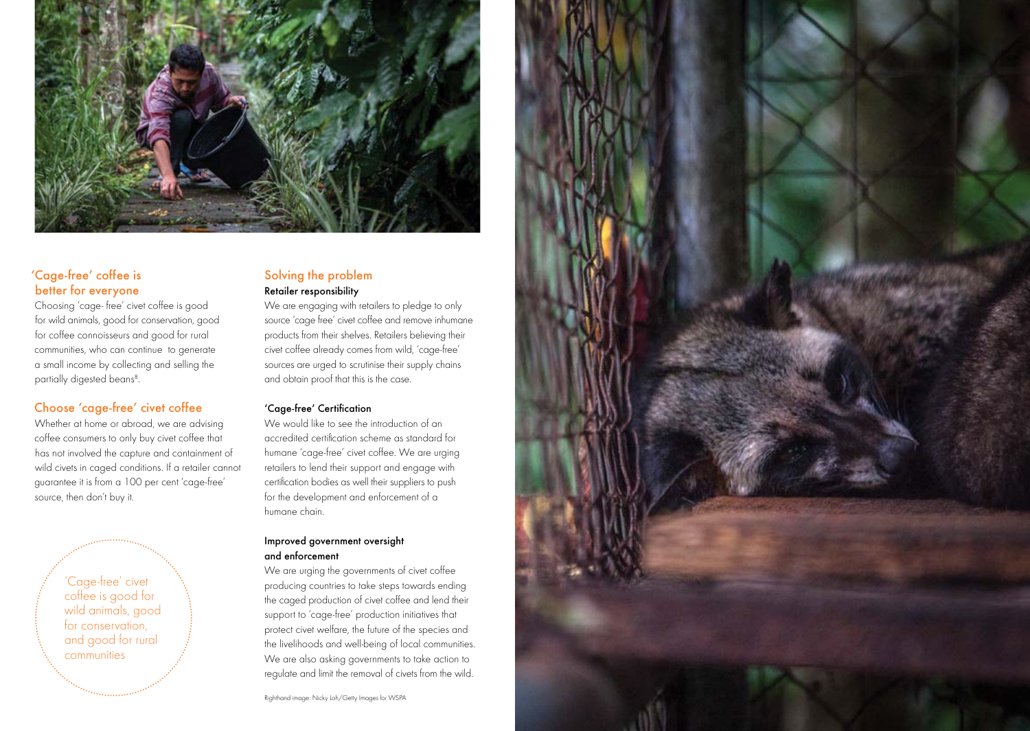## 'Cage-free' coffee is better for everyone

Choosing 'cage- free' civet coffee is good for wild animals, good for conservation, good for coffee connoisseurs and good for rural communities, who can continue to generate a small income by collecting and selling the partially digested beans[8].

## Choose 'cage-free' civet coffee

Whether at home or abroad, we are advising coffee consumers to only buy civet coffee that has not involved the capture and containment of wild civets in caged conditions. If a retailer cannot guarantee it is from a 100 per cent 'cage-free' source, then don't buy it.

> 'Cage-free' civet coffee is good for wild animals, good for conservation, and good for rural communities

## Solving the problem

### Retailer responsibility

We are engaging with retailers to pledge to only source 'cage free' civet coffee and remove inhumane products from their shelves. Retailers believing their civet coffee already comes from wild, 'cage-free' sources are urged to scrutinise their supply chains and obtain proof that this is the case.

### 'Cage-free' Certification

We would like to see the introduction of an accredited certification scheme as standard for humane 'cage-free' civet coffee. We are urging retailers to lend their support and engage with certification bodies as well their suppliers to push for the development and enforcement of a humane chain.

### Improved government oversight and enforcement

We are urging the governments of civet coffee producing countries to take steps towards ending the caged production of civet coffee and lend their support to 'cage-free' production initiatives that protect civet welfare, the future of the species and the livelihoods and well-being of local communities. We are also asking governments to take action to regulate and limit the removal of civets from the wild.

Righthand image: Nicky Loh/Getty Images for WSPA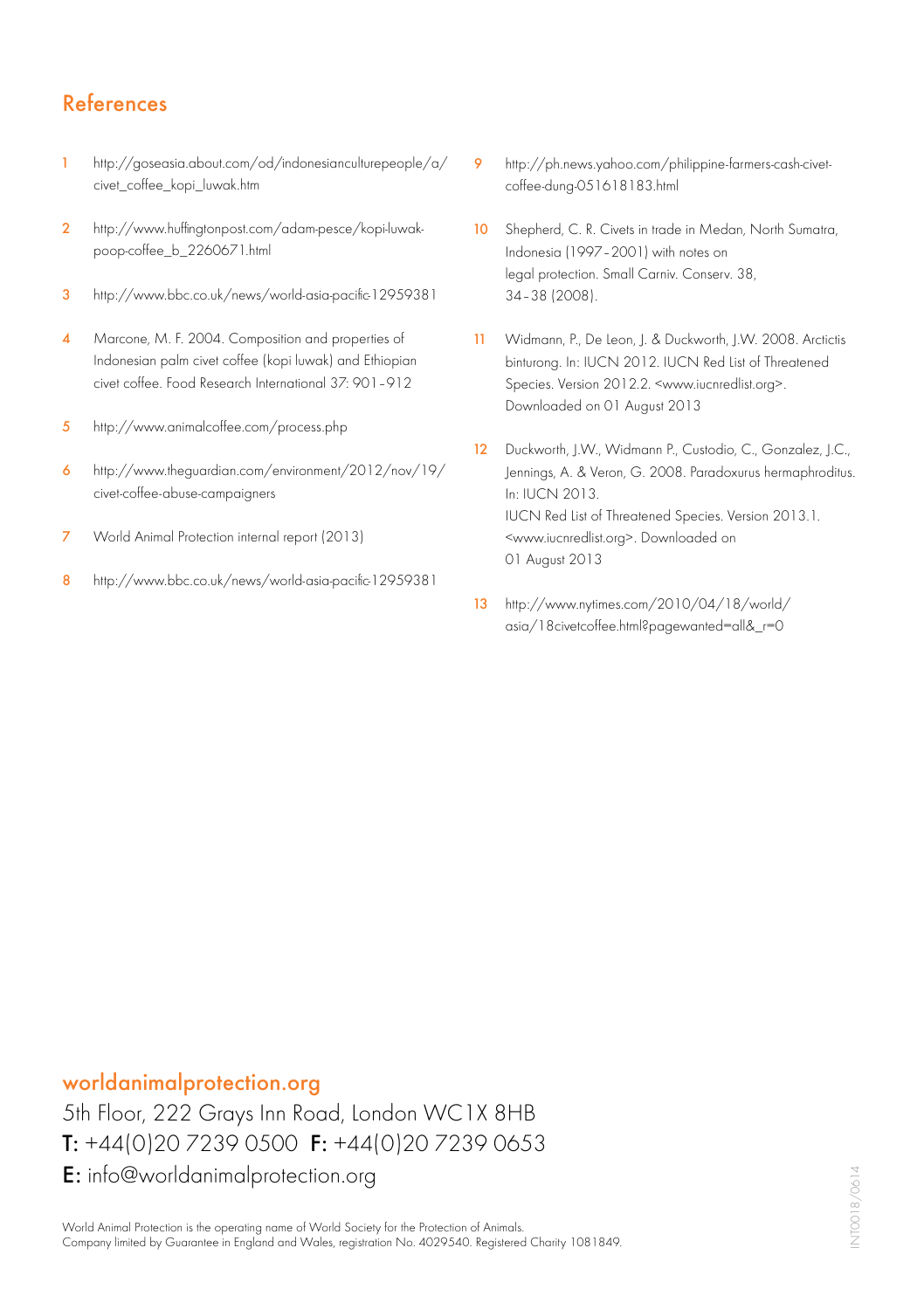## References

1. http://goseasia.about.com/od/indonesianculturepeople/a/civet_coffee_kopi_luwak.htm
2. http://www.huffingtonpost.com/adam-pesce/kopi-luwak-poop-coffee_b_2260671.html
3. http://www.bbc.co.uk/news/world-asia-pacific-12959381
4. Marcone, M. F. 2004. Composition and properties of Indonesian palm civet coffee (kopi luwak) and Ethiopian civet coffee. Food Research International 37: 901–912
5. http://www.animalcoffee.com/process.php
6. http://www.theguardian.com/environment/2012/nov/19/civet-coffee-abuse-campaigners
7. World Animal Protection internal report (2013)
8. http://www.bbc.co.uk/news/world-asia-pacific-12959381
9. http://ph.news.yahoo.com/philippine-farmers-cash-civet-coffee-dung-051618183.html
10. Shepherd, C. R. Civets in trade in Medan, North Sumatra, Indonesia (1997–2001) with notes on legal protection. Small Carniv. Conserv. 38, 34–38 (2008).
11. Widmann, P., De Leon, J. & Duckworth, J.W. 2008. Arctictis binturong. In: IUCN 2012. IUCN Red List of Threatened Species. Version 2012.2. <www.iucnredlist.org>. Downloaded on 01 August 2013
12. Duckworth, J.W., Widmann P., Custodio, C., Gonzalez, J.C., Jennings, A. & Veron, G. 2008. Paradoxurus hermaphroditus. In: IUCN 2013. IUCN Red List of Threatened Species. Version 2013.1. <www.iucnredlist.org>. Downloaded on 01 August 2013
13. http://www.nytimes.com/2010/04/18/world/asia/18civetcoffee.html?pagewanted=all&_r=0

**worldanimalprotection.org**

5th Floor, 222 Grays Inn Road, London WC1X 8HB

**T:** +44(0)20 7239 0500 **F:** +44(0)20 7239 0653

**E:** info@worldanimalprotection.org

World Animal Protection is the operating name of World Society for the Protection of Animals.
Company limited by Guarantee in England and Wales, registration No. 4029540. Registered Charity 1081849.

INT0018/0614